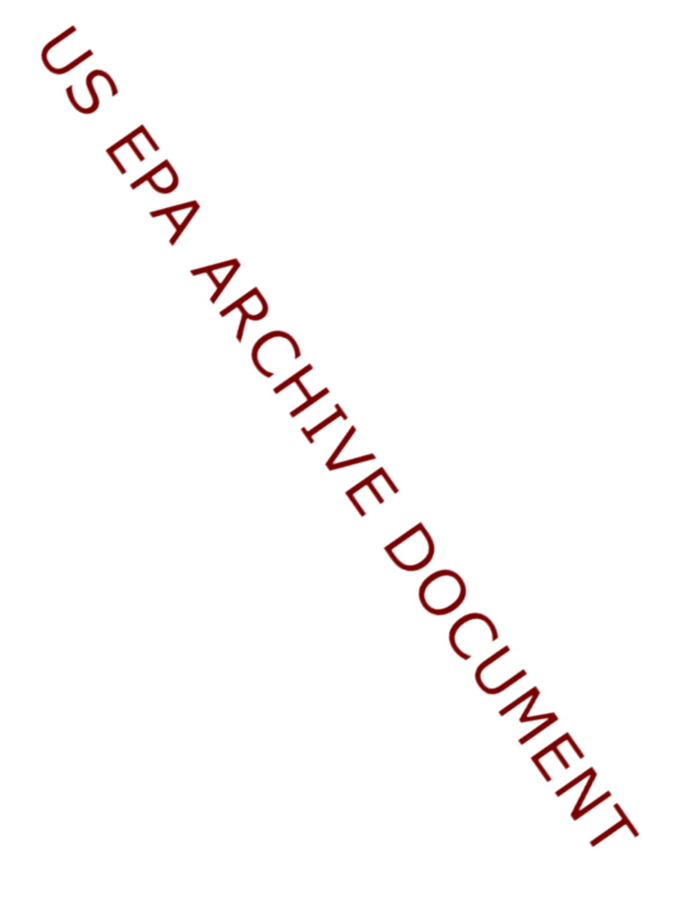US EPA ARCHIVE DOCUMENT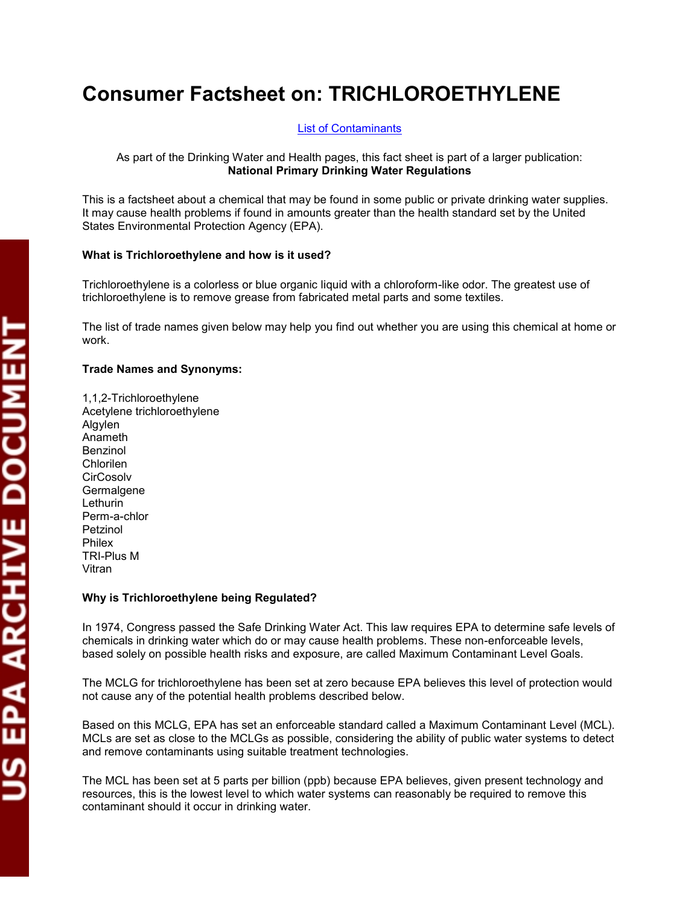# Consumer Factsheet on: TRICHLOROETHYLENE

[List of Contaminants]

As part of the Drinking Water and Health pages, this fact sheet is part of a larger publication:
**National Primary Drinking Water Regulations**

This is a factsheet about a chemical that may be found in some public or private drinking water supplies. It may cause health problems if found in amounts greater than the health standard set by the United States Environmental Protection Agency (EPA).

**What is Trichloroethylene and how is it used?**

Trichloroethylene is a colorless or blue organic liquid with a chloroform-like odor. The greatest use of trichloroethylene is to remove grease from fabricated metal parts and some textiles.

The list of trade names given below may help you find out whether you are using this chemical at home or work.

**Trade Names and Synonyms:**

1,1,2-Trichloroethylene
Acetylene trichloroethylene
Algylen
Anameth
Benzinol
Chlorilen
CirCosolv
Germalgene
Lethurin
Perm-a-chlor
Petzinol
Philex
TRI-Plus M
Vitran

**Why is Trichloroethylene being Regulated?**

In 1974, Congress passed the Safe Drinking Water Act. This law requires EPA to determine safe levels of chemicals in drinking water which do or may cause health problems. These non-enforceable levels, based solely on possible health risks and exposure, are called Maximum Contaminant Level Goals.

The MCLG for trichloroethylene has been set at zero because EPA believes this level of protection would not cause any of the potential health problems described below.

Based on this MCLG, EPA has set an enforceable standard called a Maximum Contaminant Level (MCL). MCLs are set as close to the MCLGs as possible, considering the ability of public water systems to detect and remove contaminants using suitable treatment technologies.

The MCL has been set at 5 parts per billion (ppb) because EPA believes, given present technology and resources, this is the lowest level to which water systems can reasonably be required to remove this contaminant should it occur in drinking water.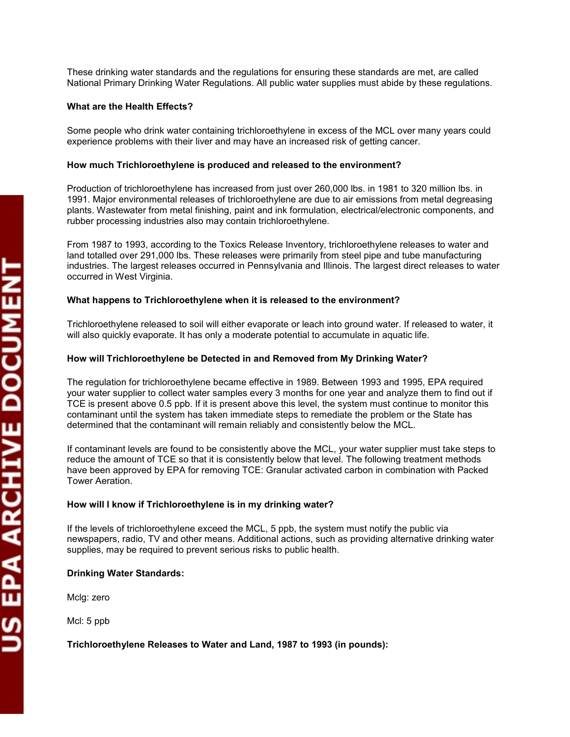These drinking water standards and the regulations for ensuring these standards are met, are called National Primary Drinking Water Regulations. All public water supplies must abide by these regulations.

**What are the Health Effects?**

Some people who drink water containing trichloroethylene in excess of the MCL over many years could experience problems with their liver and may have an increased risk of getting cancer.

**How much Trichloroethylene is produced and released to the environment?**

Production of trichloroethylene has increased from just over 260,000 lbs. in 1981 to 320 million lbs. in 1991. Major environmental releases of trichloroethylene are due to air emissions from metal degreasing plants. Wastewater from metal finishing, paint and ink formulation, electrical/electronic components, and rubber processing industries also may contain trichloroethylene.

From 1987 to 1993, according to the Toxics Release Inventory, trichloroethylene releases to water and land totalled over 291,000 lbs. These releases were primarily from steel pipe and tube manufacturing industries. The largest releases occurred in Pennsylvania and Illinois. The largest direct releases to water occurred in West Virginia.

**What happens to Trichloroethylene when it is released to the environment?**

Trichloroethylene released to soil will either evaporate or leach into ground water. If released to water, it will also quickly evaporate. It has only a moderate potential to accumulate in aquatic life.

**How will Trichloroethylene be Detected in and Removed from My Drinking Water?**

The regulation for trichloroethylene became effective in 1989. Between 1993 and 1995, EPA required your water supplier to collect water samples every 3 months for one year and analyze them to find out if TCE is present above 0.5 ppb. If it is present above this level, the system must continue to monitor this contaminant until the system has taken immediate steps to remediate the problem or the State has determined that the contaminant will remain reliably and consistently below the MCL.

If contaminant levels are found to be consistently above the MCL, your water supplier must take steps to reduce the amount of TCE so that it is consistently below that level. The following treatment methods have been approved by EPA for removing TCE: Granular activated carbon in combination with Packed Tower Aeration.

**How will I know if Trichloroethylene is in my drinking water?**

If the levels of trichloroethylene exceed the MCL, 5 ppb, the system must notify the public via newspapers, radio, TV and other means. Additional actions, such as providing alternative drinking water supplies, may be required to prevent serious risks to public health.

**Drinking Water Standards:**

Mclg: zero

Mcl: 5 ppb

**Trichloroethylene Releases to Water and Land, 1987 to 1993 (in pounds):**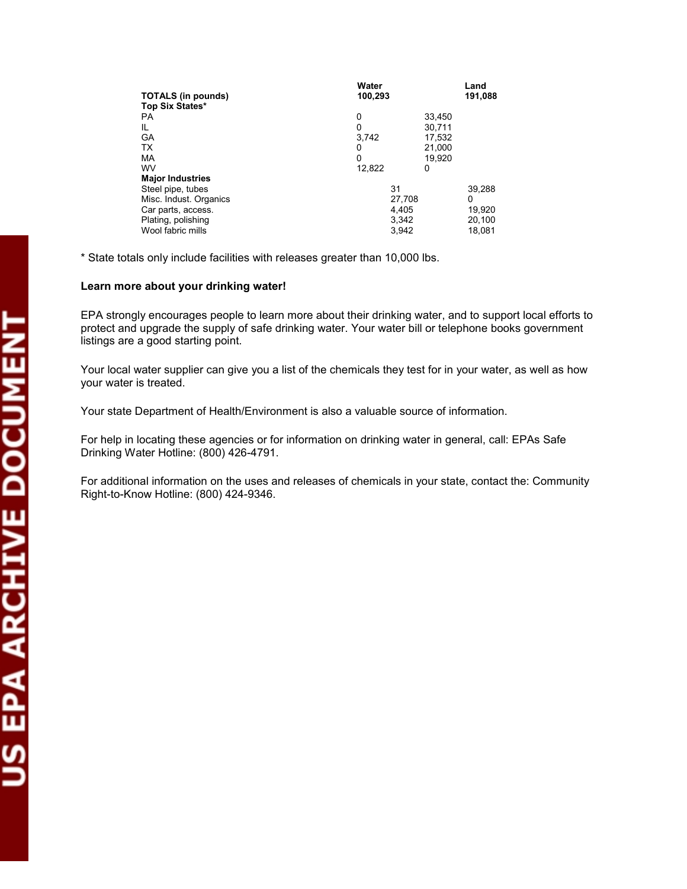| | Water | Land |
|---|---|---|
| **TOTALS (in pounds)** | **100,293** | **191,088** |
| **Top Six States*** | | |
| PA | 0 | 33,450 |
| IL | 0 | 30,711 |
| GA | 3,742 | 17,532 |
| TX | 0 | 21,000 |
| MA | 0 | 19,920 |
| WV | 12,822 | 0 |
| **Major Industries** | | |
| Steel pipe, tubes | 31 | 39,288 |
| Misc. Indust. Organics | 27,708 | 0 |
| Car parts, access. | 4,405 | 19,920 |
| Plating, polishing | 3,342 | 20,100 |
| Wool fabric mills | 3,942 | 18,081 |

* State totals only include facilities with releases greater than 10,000 lbs.

**Learn more about your drinking water!**

EPA strongly encourages people to learn more about their drinking water, and to support local efforts to protect and upgrade the supply of safe drinking water. Your water bill or telephone books government listings are a good starting point.

Your local water supplier can give you a list of the chemicals they test for in your water, as well as how your water is treated.

Your state Department of Health/Environment is also a valuable source of information.

For help in locating these agencies or for information on drinking water in general, call: EPAs Safe Drinking Water Hotline: (800) 426-4791.

For additional information on the uses and releases of chemicals in your state, contact the: Community Right-to-Know Hotline: (800) 424-9346.